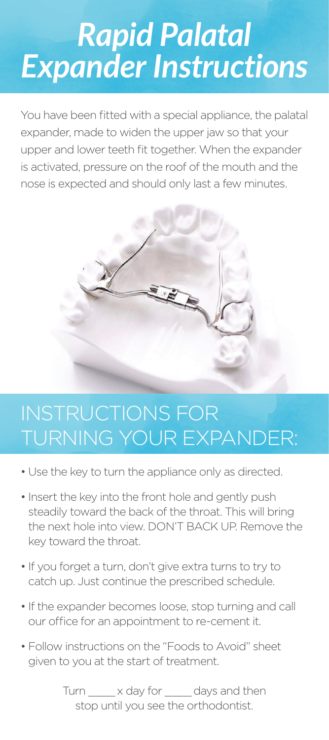# *Rapid Palatal Expander Instructions*

You have been fitted with a special appliance, the palatal expander, made to widen the upper jaw so that your upper and lower teeth fit together. When the expander is activated, pressure on the roof of the mouth and the nose is expected and should only last a few minutes.

## INSTRUCTIONS FOR TURNING YOUR EXPANDER:

- Use the key to turn the appliance only as directed.
- Insert the key into the front hole and gently push steadily toward the back of the throat. This will bring the next hole into view. DON'T BACK UP. Remove the key toward the throat.
- If you forget a turn, don't give extra turns to try to catch up. Just continue the prescribed schedule.
- If the expander becomes loose, stop turning and call our office for an appointment to re-cement it.
- Follow instructions on the "Foods to Avoid" sheet given to you at the start of treatment.

Turn _____ x day for _____ days and then stop until you see the orthodontist.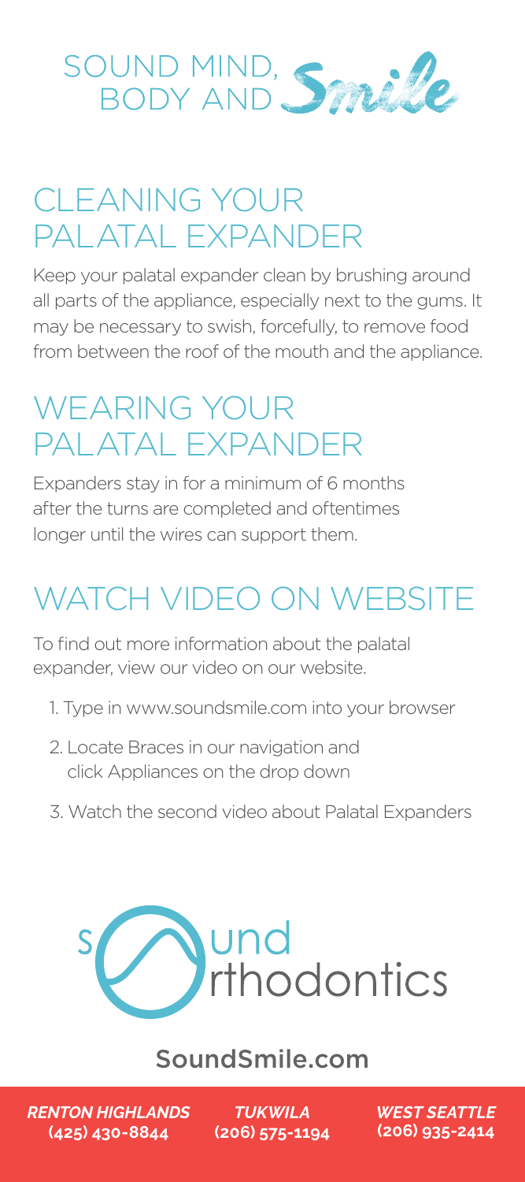SOUND MIND, BODY AND *Smile*

## CLEANING YOUR PALATAL EXPANDER

Keep your palatal expander clean by brushing around all parts of the appliance, especially next to the gums. It may be necessary to swish, forcefully, to remove food from between the roof of the mouth and the appliance.

## WEARING YOUR PALATAL EXPANDER

Expanders stay in for a minimum of 6 months after the turns are completed and oftentimes longer until the wires can support them.

## WATCH VIDEO ON WEBSITE

To find out more information about the palatal expander, view our video on our website.

1. Type in www.soundsmile.com into your browser
2. Locate Braces in our navigation and click Appliances on the drop down
3. Watch the second video about Palatal Expanders

Sound Orthodontics

**SoundSmile.com**

| | | |
|---|---|---|
| ***RENTON HIGHLANDS*** | ***TUKWILA*** | ***WEST SEATTLE*** |
| **(425) 430-8844** | **(206) 575-1194** | **(206) 935-2414** |